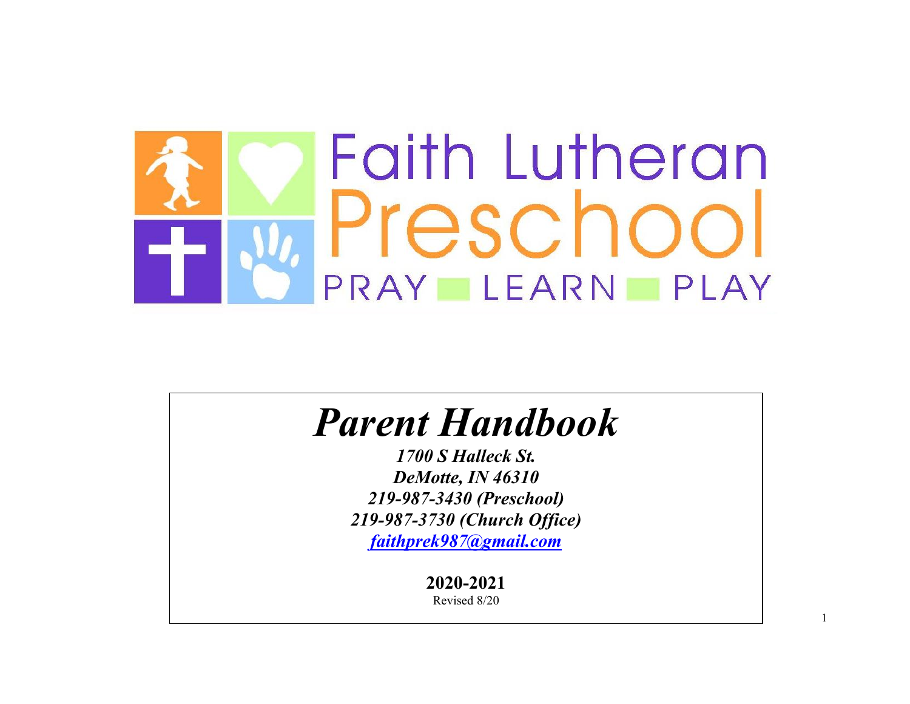# Faith Lutheran Preschool

PRAY ■ LEARN ■ PLAY

# *Parent Handbook*

***1700 S Halleck St.***
***DeMotte, IN 46310***
***219-987-3430 (Preschool)***
***219-987-3730 (Church Office)***
***faithprek987@gmail.com***

**2020-2021**
Revised 8/20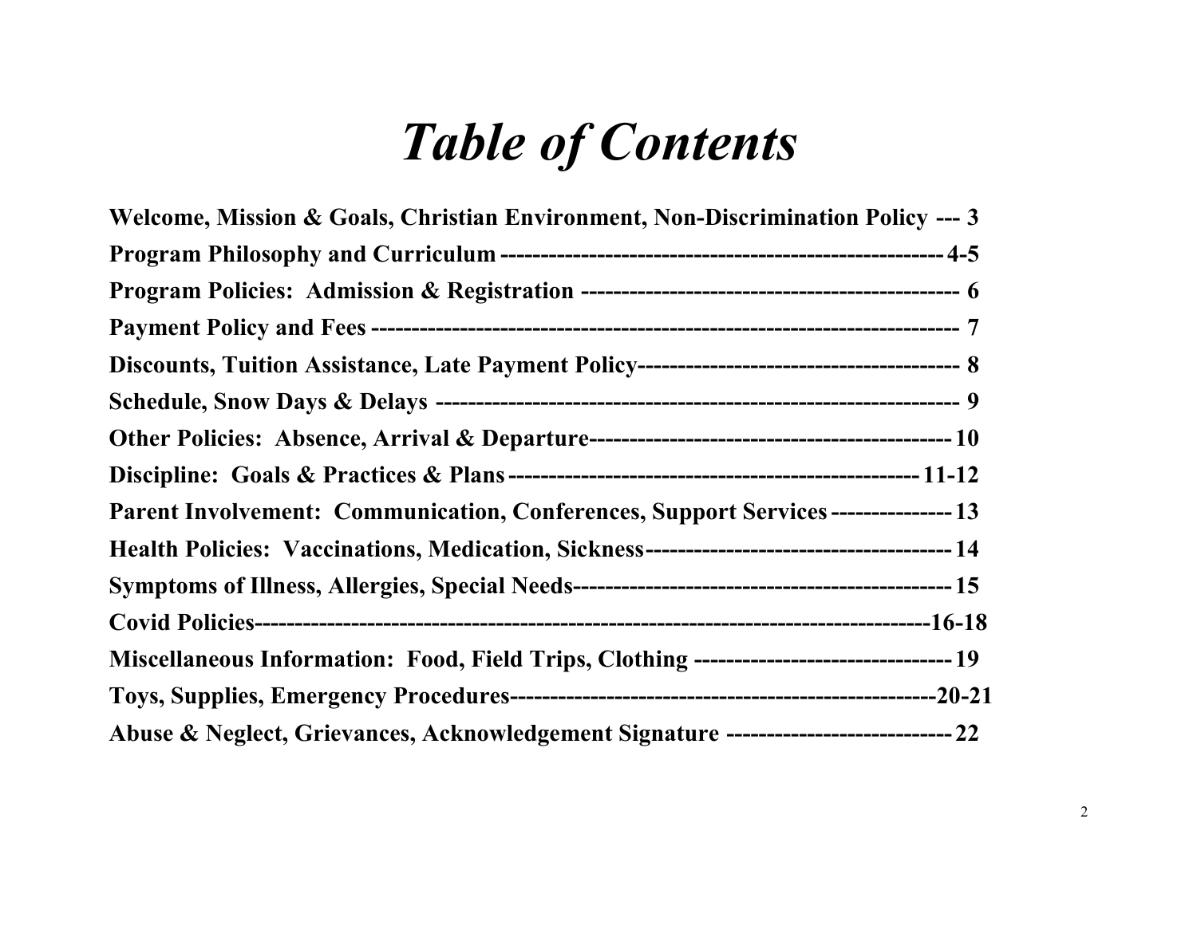# *Table of Contents*

**Welcome, Mission & Goals, Christian Environment, Non-Discrimination Policy --- 3**

**Program Philosophy and Curriculum ---------------------------------------------------- 4-5**

**Program Policies: Admission & Registration ---------------------------------------------- 6**

**Payment Policy and Fees ---------------------------------------------------------------------- 7**

**Discounts, Tuition Assistance, Late Payment Policy----------------------------------------- 8**

**Schedule, Snow Days & Delays ----------------------------------------------------------------- 9**

**Other Policies: Absence, Arrival & Departure-------------------------------------------- 10**

**Discipline: Goals & Practices & Plans ------------------------------------------------- 11-12**

**Parent Involvement: Communication, Conferences, Support Services --------------- 13**

**Health Policies: Vaccinations, Medication, Sickness-------------------------------------- 14**

**Symptoms of Illness, Allergies, Special Needs---------------------------------------------- 15**

**Covid Policies------------------------------------------------------------------------------------16-18**

**Miscellaneous Information: Food, Field Trips, Clothing ------------------------------- 19**

**Toys, Supplies, Emergency Procedures--------------------------------------------------------20-21**

**Abuse & Neglect, Grievances, Acknowledgement Signature ---------------------------- 22**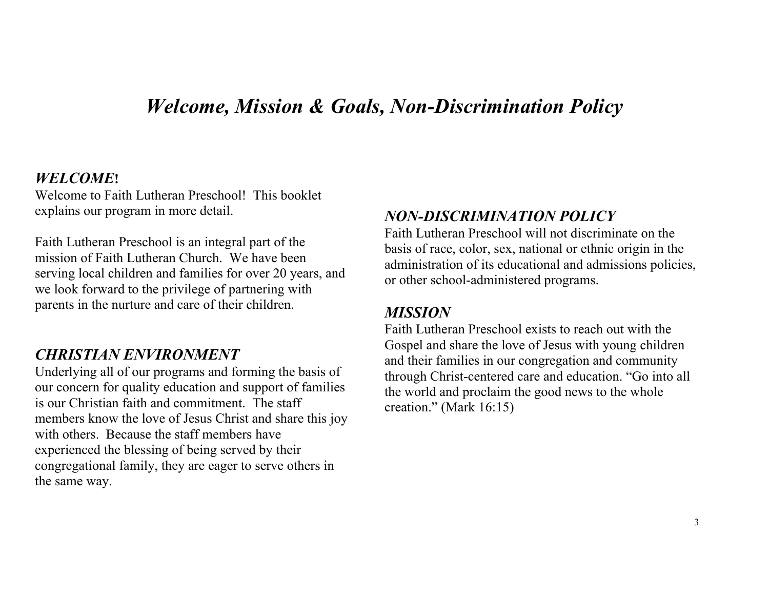# *Welcome, Mission & Goals, Non-Discrimination Policy*

## *WELCOME!*

Welcome to Faith Lutheran Preschool! This booklet explains our program in more detail.

Faith Lutheran Preschool is an integral part of the mission of Faith Lutheran Church. We have been serving local children and families for over 20 years, and we look forward to the privilege of partnering with parents in the nurture and care of their children.

## *CHRISTIAN ENVIRONMENT*

Underlying all of our programs and forming the basis of our concern for quality education and support of families is our Christian faith and commitment. The staff members know the love of Jesus Christ and share this joy with others. Because the staff members have experienced the blessing of being served by their congregational family, they are eager to serve others in the same way.

## *NON-DISCRIMINATION POLICY*

Faith Lutheran Preschool will not discriminate on the basis of race, color, sex, national or ethnic origin in the administration of its educational and admissions policies, or other school-administered programs.

## *MISSION*

Faith Lutheran Preschool exists to reach out with the Gospel and share the love of Jesus with young children and their families in our congregation and community through Christ-centered care and education. "Go into all the world and proclaim the good news to the whole creation." (Mark 16:15)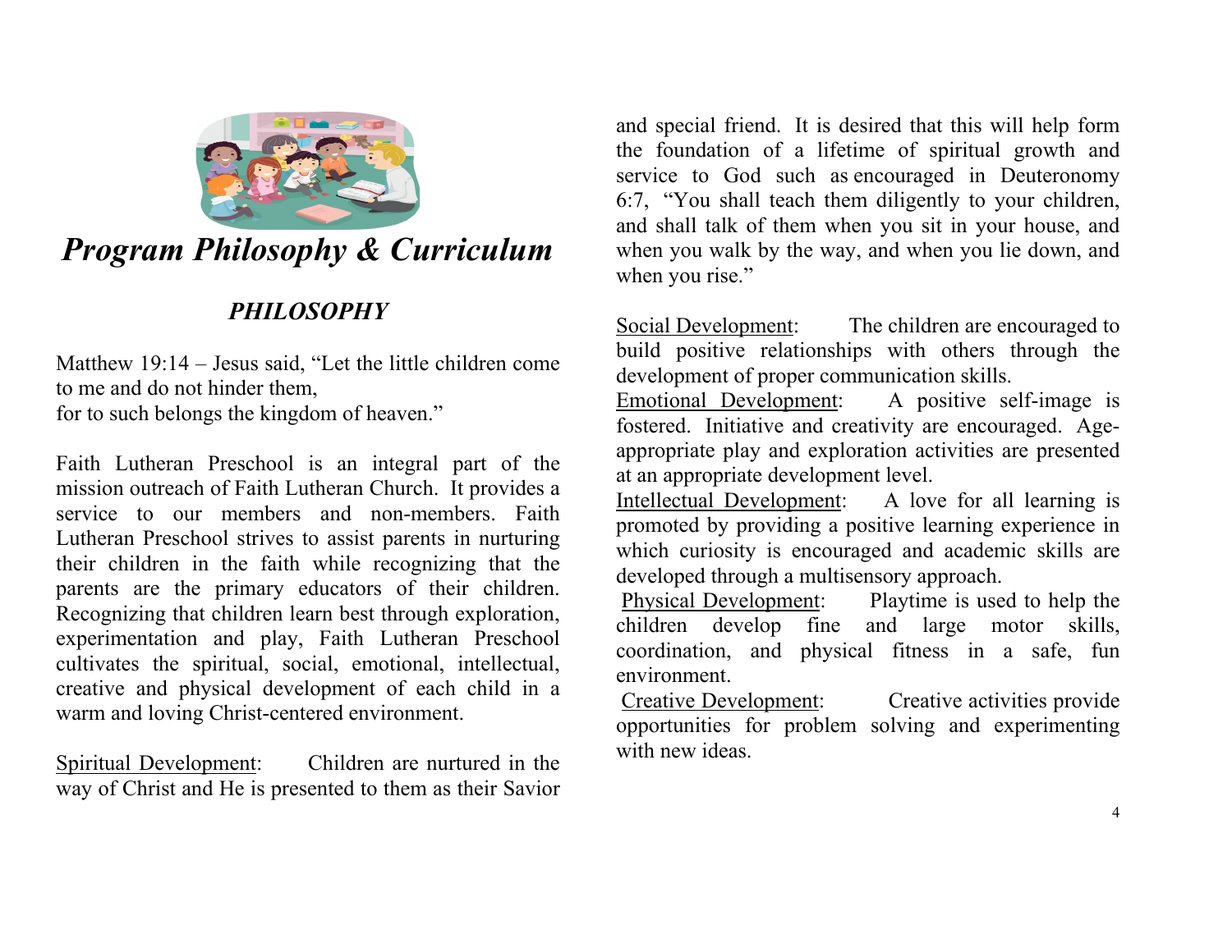# *Program Philosophy & Curriculum*

## *PHILOSOPHY*

Matthew 19:14 – Jesus said, "Let the little children come to me and do not hinder them,
for to such belongs the kingdom of heaven."

Faith Lutheran Preschool is an integral part of the mission outreach of Faith Lutheran Church. It provides a service to our members and non-members. Faith Lutheran Preschool strives to assist parents in nurturing their children in the faith while recognizing that the parents are the primary educators of their children. Recognizing that children learn best through exploration, experimentation and play, Faith Lutheran Preschool cultivates the spiritual, social, emotional, intellectual, creative and physical development of each child in a warm and loving Christ-centered environment.

<u>Spiritual Development</u>: Children are nurtured in the way of Christ and He is presented to them as their Savior and special friend. It is desired that this will help form the foundation of a lifetime of spiritual growth and service to God such as encouraged in Deuteronomy 6:7, "You shall teach them diligently to your children, and shall talk of them when you sit in your house, and when you walk by the way, and when you lie down, and when you rise."

<u>Social Development</u>: The children are encouraged to build positive relationships with others through the development of proper communication skills.

<u>Emotional Development</u>: A positive self-image is fostered. Initiative and creativity are encouraged. Age-appropriate play and exploration activities are presented at an appropriate development level.

<u>Intellectual Development</u>: A love for all learning is promoted by providing a positive learning experience in which curiosity is encouraged and academic skills are developed through a multisensory approach.

<u>Physical Development</u>: Playtime is used to help the children develop fine and large motor skills, coordination, and physical fitness in a safe, fun environment.

<u>Creative Development</u>: Creative activities provide opportunities for problem solving and experimenting with new ideas.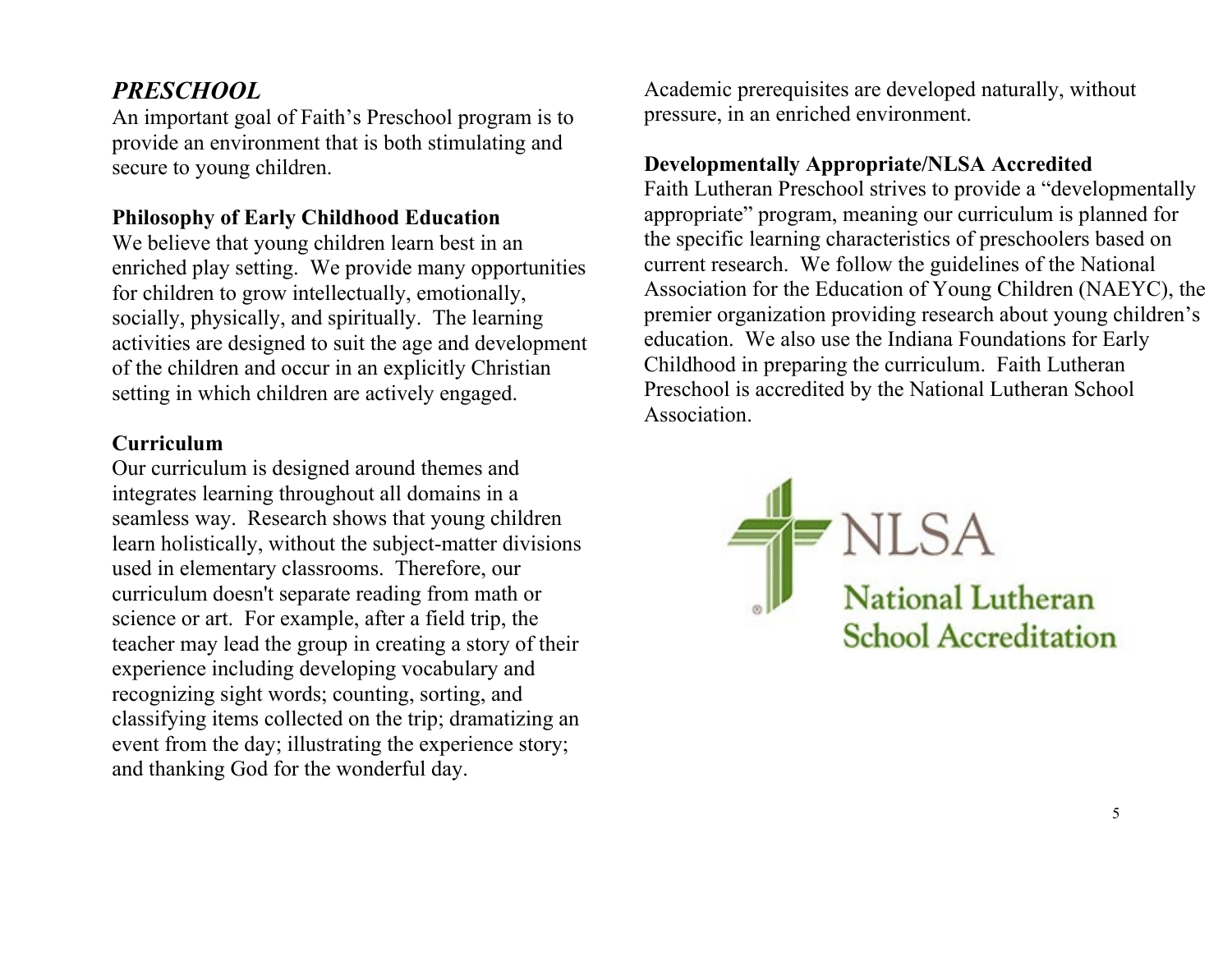## *PRESCHOOL*

An important goal of Faith's Preschool program is to provide an environment that is both stimulating and secure to young children.

### Philosophy of Early Childhood Education

We believe that young children learn best in an enriched play setting. We provide many opportunities for children to grow intellectually, emotionally, socially, physically, and spiritually. The learning activities are designed to suit the age and development of the children and occur in an explicitly Christian setting in which children are actively engaged.

### Curriculum

Our curriculum is designed around themes and integrates learning throughout all domains in a seamless way. Research shows that young children learn holistically, without the subject-matter divisions used in elementary classrooms. Therefore, our curriculum doesn't separate reading from math or science or art. For example, after a field trip, the teacher may lead the group in creating a story of their experience including developing vocabulary and recognizing sight words; counting, sorting, and classifying items collected on the trip; dramatizing an event from the day; illustrating the experience story; and thanking God for the wonderful day. Academic prerequisites are developed naturally, without pressure, in an enriched environment.

### Developmentally Appropriate/NLSA Accredited

Faith Lutheran Preschool strives to provide a "developmentally appropriate" program, meaning our curriculum is planned for the specific learning characteristics of preschoolers based on current research. We follow the guidelines of the National Association for the Education of Young Children (NAEYC), the premier organization providing research about young children's education. We also use the Indiana Foundations for Early Childhood in preparing the curriculum. Faith Lutheran Preschool is accredited by the National Lutheran School Association.

NLSA
National Lutheran School Accreditation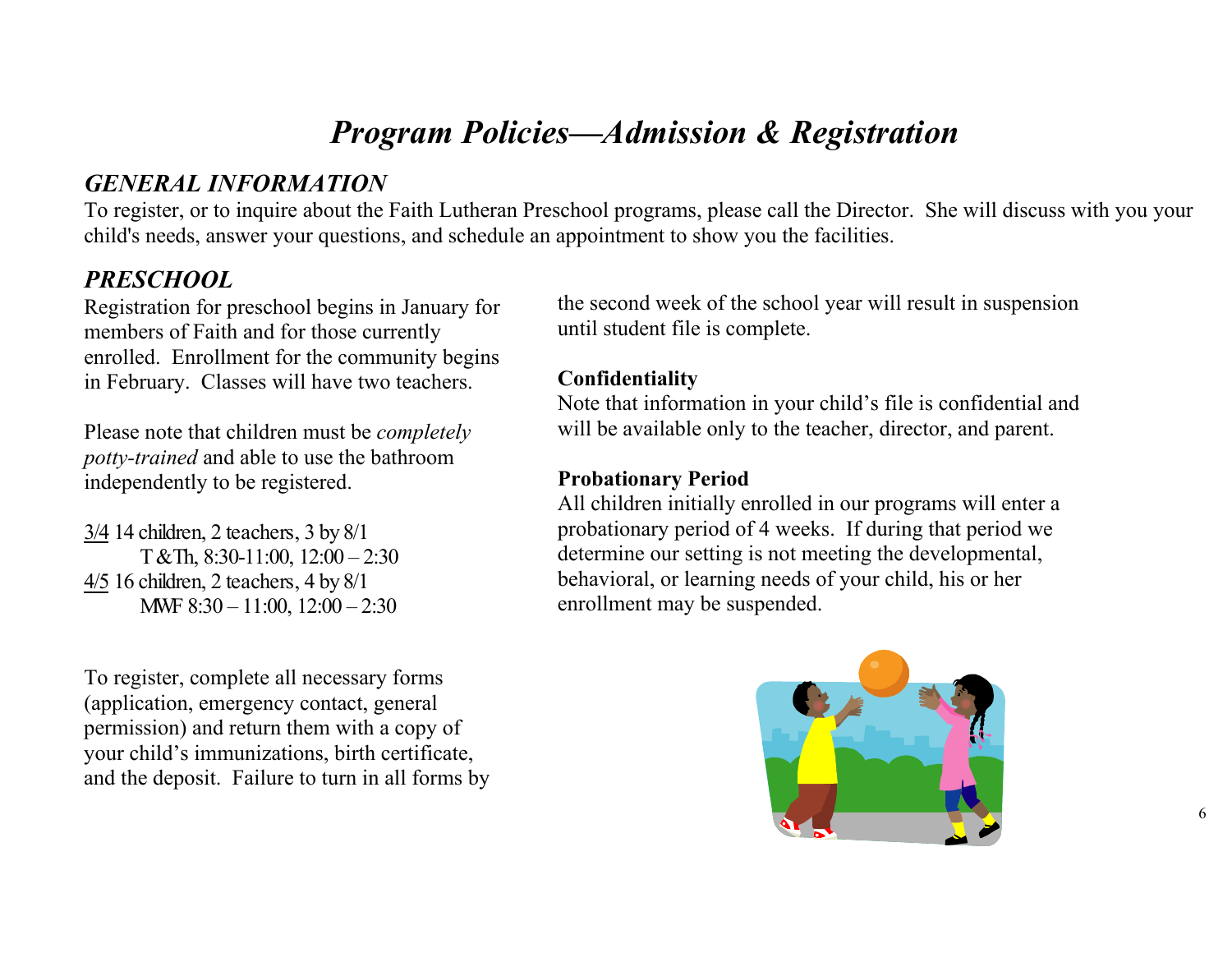# *Program Policies—Admission & Registration*

## *GENERAL INFORMATION*

To register, or to inquire about the Faith Lutheran Preschool programs, please call the Director. She will discuss with you your child's needs, answer your questions, and schedule an appointment to show you the facilities.

## *PRESCHOOL*

Registration for preschool begins in January for members of Faith and for those currently enrolled. Enrollment for the community begins in February. Classes will have two teachers.

Please note that children must be *completely potty-trained* and able to use the bathroom independently to be registered.

<u>3/4</u> 14 children, 2 teachers, 3 by 8/1
T &Th, 8:30-11:00, 12:00 – 2:30
<u>4/5</u> 16 children, 2 teachers, 4 by 8/1
MWF 8:30 – 11:00, 12:00 – 2:30

To register, complete all necessary forms (application, emergency contact, general permission) and return them with a copy of your child's immunizations, birth certificate, and the deposit. Failure to turn in all forms by the second week of the school year will result in suspension until student file is complete.

**Confidentiality**

Note that information in your child's file is confidential and will be available only to the teacher, director, and parent.

**Probationary Period**

All children initially enrolled in our programs will enter a probationary period of 4 weeks. If during that period we determine our setting is not meeting the developmental, behavioral, or learning needs of your child, his or her enrollment may be suspended.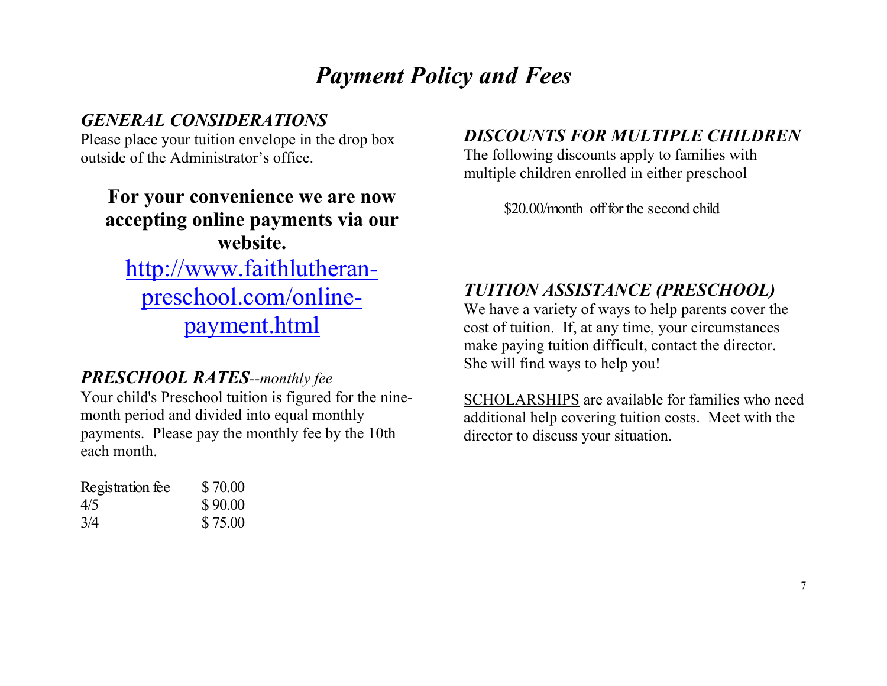# *Payment Policy and Fees*

### *GENERAL CONSIDERATIONS*

Please place your tuition envelope in the drop box outside of the Administrator's office.

**For your convenience we are now accepting online payments via our website.**

[http://www.faithlutheran-preschool.com/online-payment.html](http://www.faithlutheran-preschool.com/online-payment.html)

### *PRESCHOOL RATES--monthly fee*

Your child's Preschool tuition is figured for the nine-month period and divided into equal monthly payments. Please pay the monthly fee by the 10th each month.

| | |
|---|---|
| Registration fee | $ 70.00 |
| 4/5 | $ 90.00 |
| 3/4 | $ 75.00 |

### *DISCOUNTS FOR MULTIPLE CHILDREN*

The following discounts apply to families with multiple children enrolled in either preschool

$20.00/month off for the second child

### *TUITION ASSISTANCE (PRESCHOOL)*

We have a variety of ways to help parents cover the cost of tuition. If, at any time, your circumstances make paying tuition difficult, contact the director. She will find ways to help you!

SCHOLARSHIPS are available for families who need additional help covering tuition costs. Meet with the director to discuss your situation.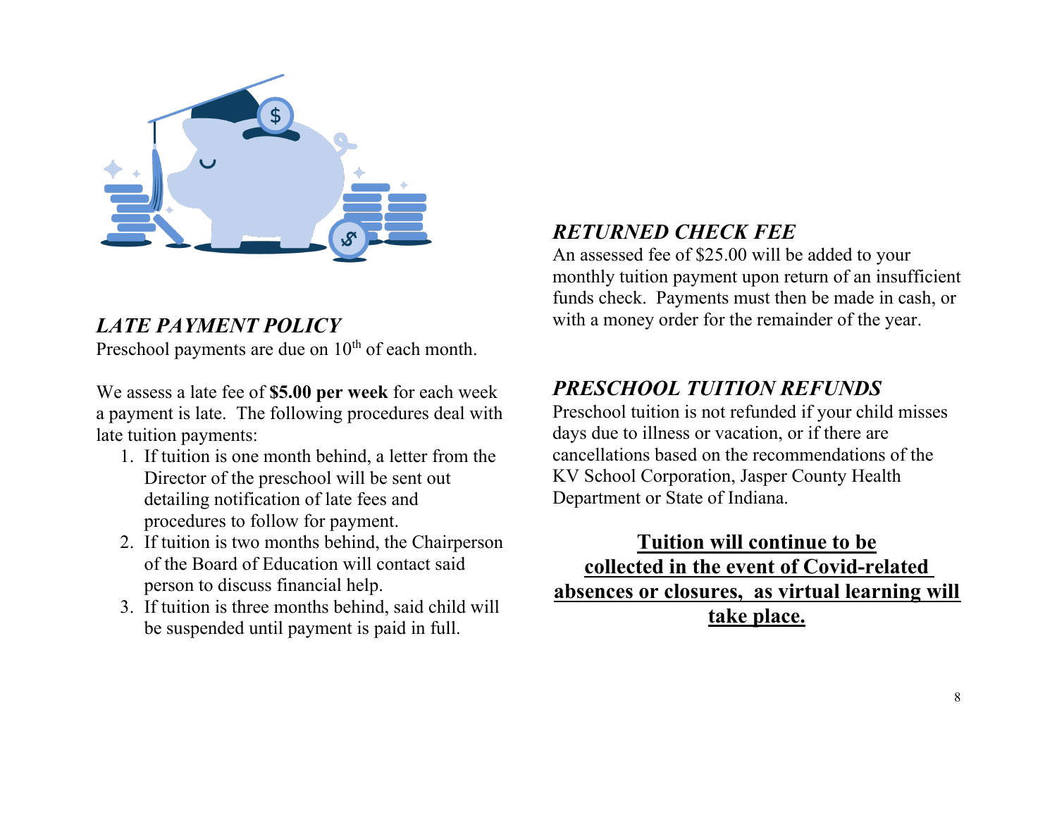## *LATE PAYMENT POLICY*

Preschool payments are due on 10th of each month.

We assess a late fee of **$5.00 per week** for each week a payment is late. The following procedures deal with late tuition payments:

1. If tuition is one month behind, a letter from the Director of the preschool will be sent out detailing notification of late fees and procedures to follow for payment.
2. If tuition is two months behind, the Chairperson of the Board of Education will contact said person to discuss financial help.
3. If tuition is three months behind, said child will be suspended until payment is paid in full.

## *RETURNED CHECK FEE*

An assessed fee of $25.00 will be added to your monthly tuition payment upon return of an insufficient funds check. Payments must then be made in cash, or with a money order for the remainder of the year.

## *PRESCHOOL TUITION REFUNDS*

Preschool tuition is not refunded if your child misses days due to illness or vacation, or if there are cancellations based on the recommendations of the KV School Corporation, Jasper County Health Department or State of Indiana.

**Tuition will continue to be collected in the event of Covid-related absences or closures, as virtual learning will take place.**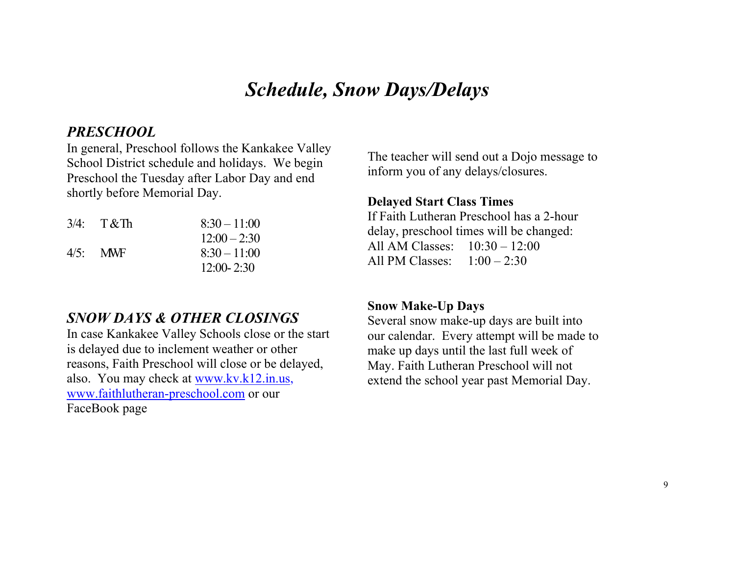# *Schedule, Snow Days/Delays*

## *PRESCHOOL*

In general, Preschool follows the Kankakee Valley School District schedule and holidays. We begin Preschool the Tuesday after Labor Day and end shortly before Memorial Day.

| | | |
|---|---|---|
| 3/4: | T & Th | 8:30 – 11:00 |
| | | 12:00 – 2:30 |
| 4/5: | MWF | 8:30 – 11:00 |
| | | 12:00- 2:30 |

## *SNOW DAYS & OTHER CLOSINGS*

In case Kankakee Valley Schools close or the start is delayed due to inclement weather or other reasons, Faith Preschool will close or be delayed, also. You may check at www.kv.k12.in.us, www.faithlutheran-preschool.com or our FaceBook page

The teacher will send out a Dojo message to inform you of any delays/closures.

**Delayed Start Class Times**

If Faith Lutheran Preschool has a 2-hour delay, preschool times will be changed:
All AM Classes: 10:30 – 12:00
All PM Classes: 1:00 – 2:30

**Snow Make-Up Days**

Several snow make-up days are built into our calendar. Every attempt will be made to make up days until the last full week of May. Faith Lutheran Preschool will not extend the school year past Memorial Day.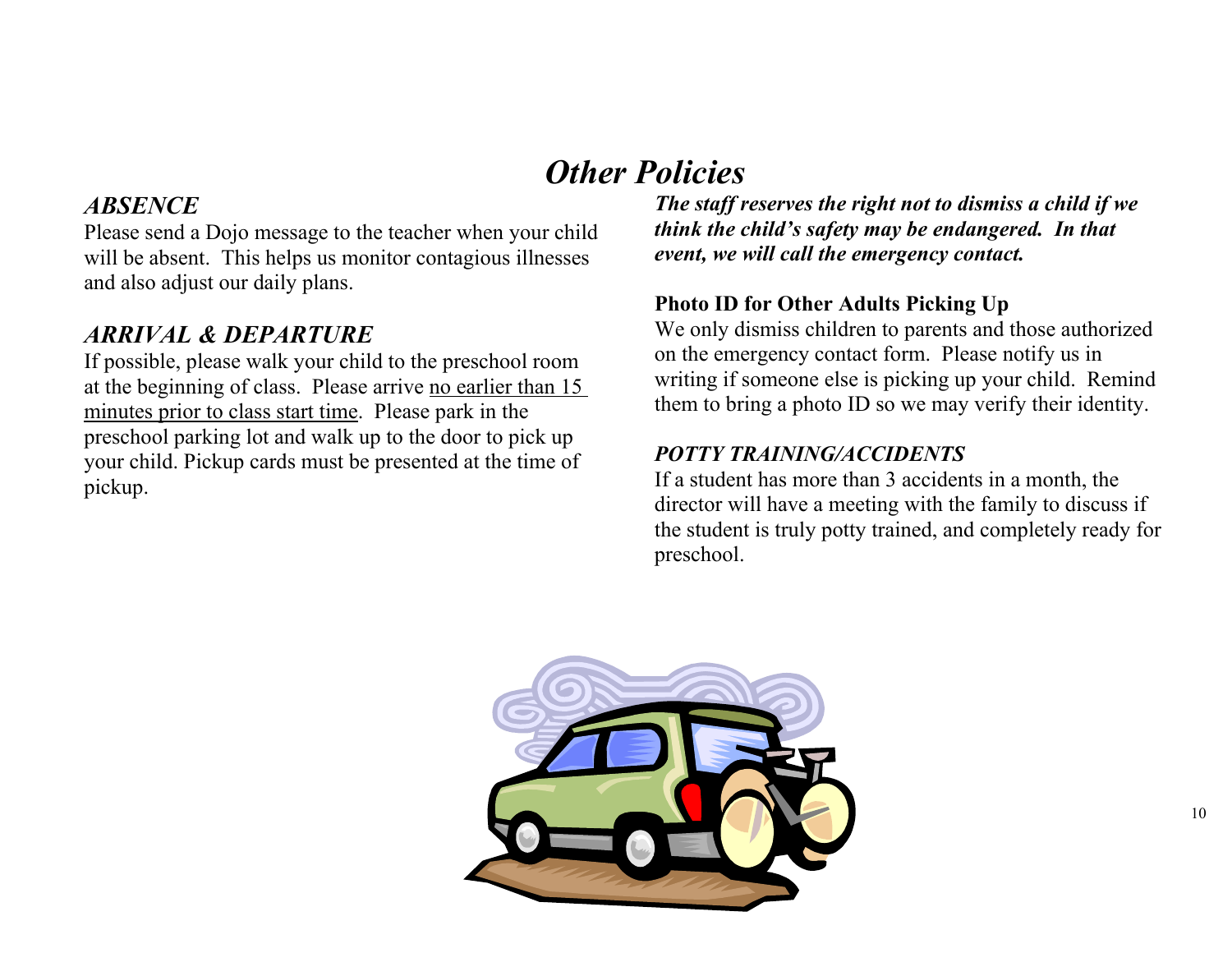# *Other Policies*

## *ABSENCE*

Please send a Dojo message to the teacher when your child will be absent. This helps us monitor contagious illnesses and also adjust our daily plans.

## *ARRIVAL & DEPARTURE*

If possible, please walk your child to the preschool room at the beginning of class. Please arrive <u>no earlier than 15 minutes prior to class start time</u>. Please park in the preschool parking lot and walk up to the door to pick up your child. Pickup cards must be presented at the time of pickup.

***The staff reserves the right not to dismiss a child if we think the child's safety may be endangered. In that event, we will call the emergency contact.***

**Photo ID for Other Adults Picking Up**

We only dismiss children to parents and those authorized on the emergency contact form. Please notify us in writing if someone else is picking up your child. Remind them to bring a photo ID so we may verify their identity.

## *POTTY TRAINING/ACCIDENTS*

If a student has more than 3 accidents in a month, the director will have a meeting with the family to discuss if the student is truly potty trained, and completely ready for preschool.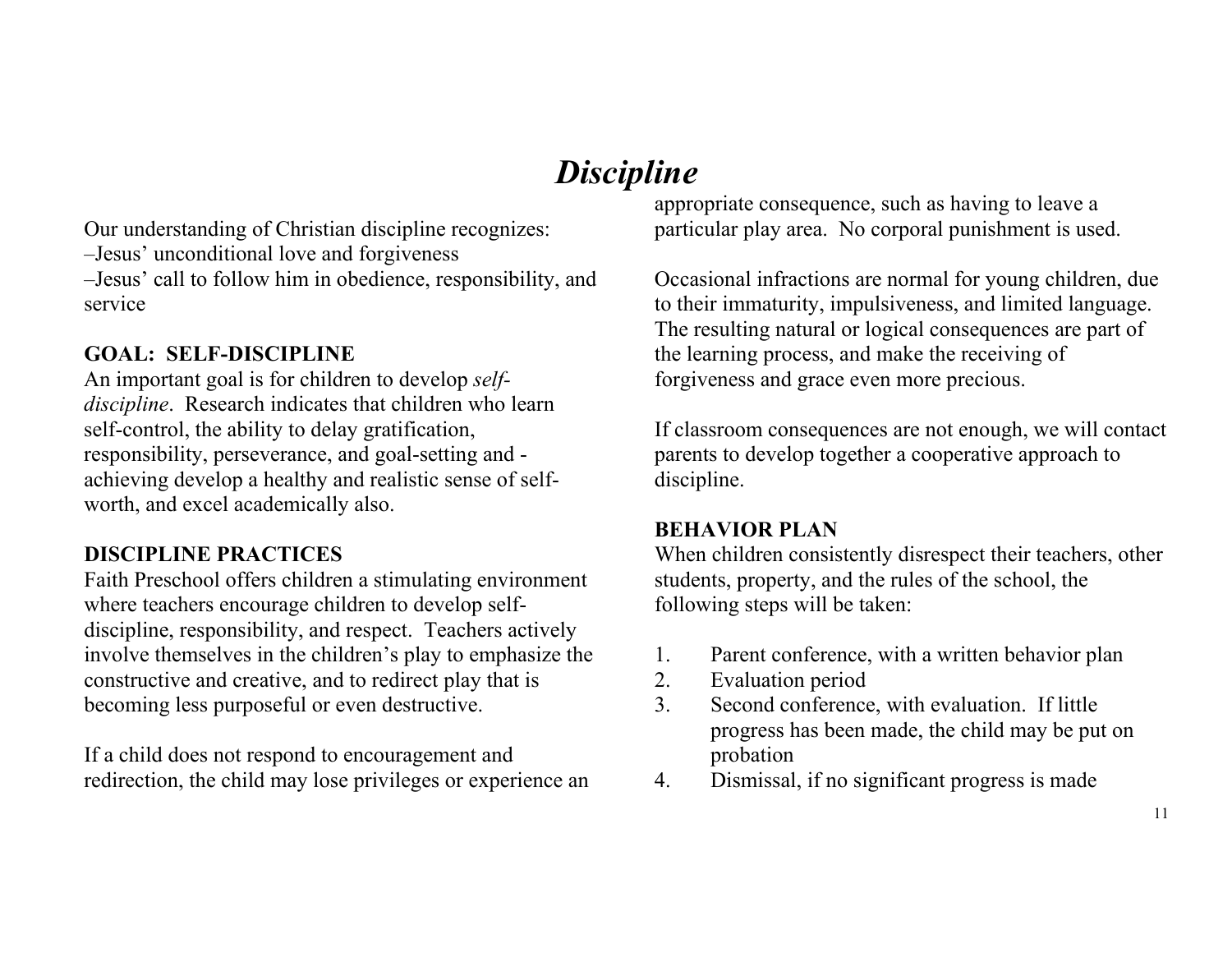# *Discipline*

Our understanding of Christian discipline recognizes:
–Jesus' unconditional love and forgiveness
–Jesus' call to follow him in obedience, responsibility, and service

**GOAL: SELF-DISCIPLINE**
An important goal is for children to develop *self-discipline*. Research indicates that children who learn self-control, the ability to delay gratification, responsibility, perseverance, and goal-setting and -achieving develop a healthy and realistic sense of self-worth, and excel academically also.

**DISCIPLINE PRACTICES**
Faith Preschool offers children a stimulating environment where teachers encourage children to develop self-discipline, responsibility, and respect. Teachers actively involve themselves in the children's play to emphasize the constructive and creative, and to redirect play that is becoming less purposeful or even destructive.

If a child does not respond to encouragement and redirection, the child may lose privileges or experience an appropriate consequence, such as having to leave a particular play area. No corporal punishment is used.

Occasional infractions are normal for young children, due to their immaturity, impulsiveness, and limited language. The resulting natural or logical consequences are part of the learning process, and make the receiving of forgiveness and grace even more precious.

If classroom consequences are not enough, we will contact parents to develop together a cooperative approach to discipline.

**BEHAVIOR PLAN**
When children consistently disrespect their teachers, other students, property, and the rules of the school, the following steps will be taken:

1. Parent conference, with a written behavior plan
2. Evaluation period
3. Second conference, with evaluation. If little progress has been made, the child may be put on probation
4. Dismissal, if no significant progress is made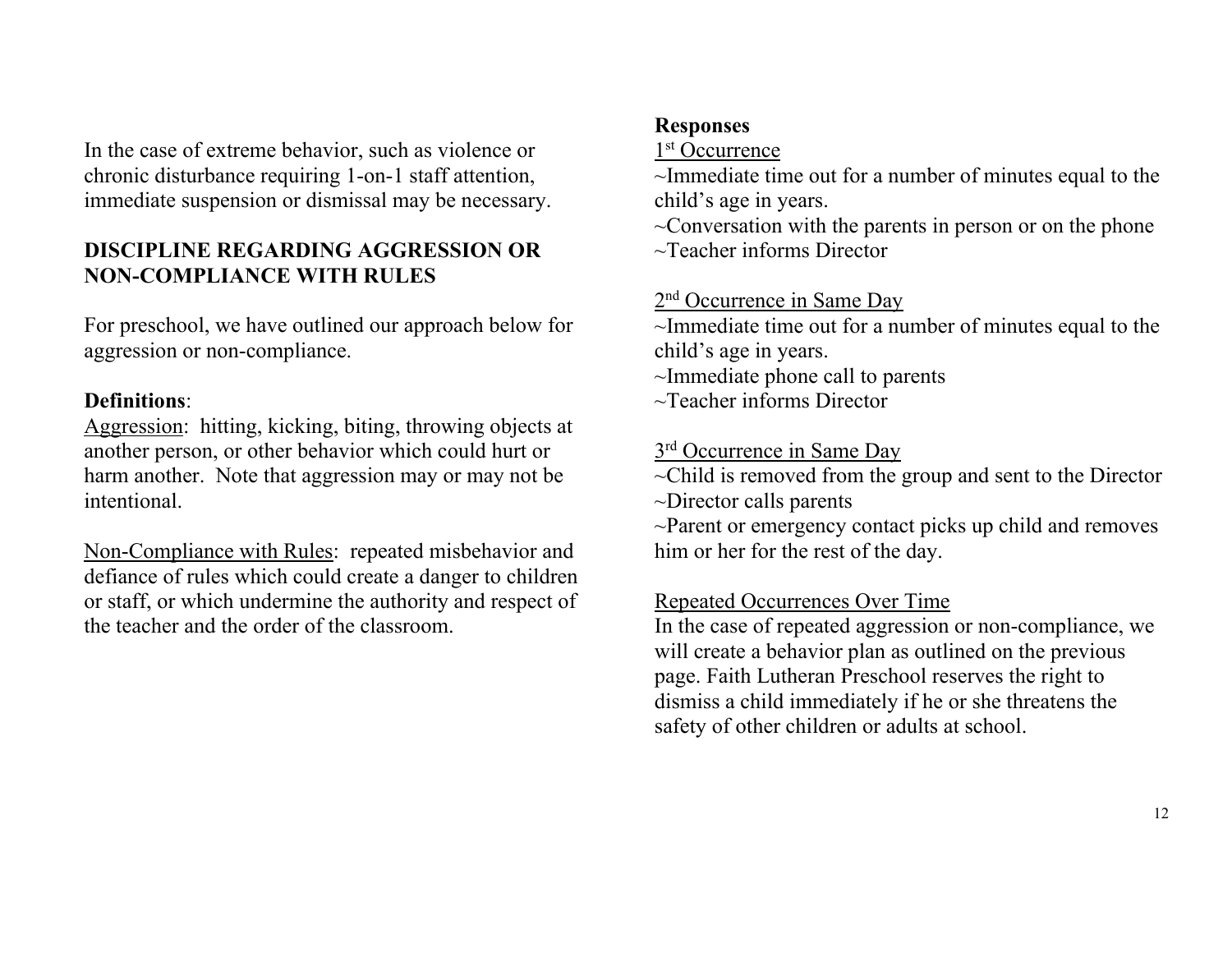In the case of extreme behavior, such as violence or chronic disturbance requiring 1-on-1 staff attention, immediate suspension or dismissal may be necessary.

## DISCIPLINE REGARDING AGGRESSION OR NON-COMPLIANCE WITH RULES

For preschool, we have outlined our approach below for aggression or non-compliance.

**Definitions**:

Aggression: hitting, kicking, biting, throwing objects at another person, or other behavior which could hurt or harm another. Note that aggression may or may not be intentional.

Non-Compliance with Rules: repeated misbehavior and defiance of rules which could create a danger to children or staff, or which undermine the authority and respect of the teacher and the order of the classroom.

**Responses**

1st Occurrence

~Immediate time out for a number of minutes equal to the child's age in years.
~Conversation with the parents in person or on the phone
~Teacher informs Director

2nd Occurrence in Same Day

~Immediate time out for a number of minutes equal to the child's age in years.
~Immediate phone call to parents
~Teacher informs Director

3rd Occurrence in Same Day

~Child is removed from the group and sent to the Director
~Director calls parents
~Parent or emergency contact picks up child and removes him or her for the rest of the day.

Repeated Occurrences Over Time

In the case of repeated aggression or non-compliance, we will create a behavior plan as outlined on the previous page. Faith Lutheran Preschool reserves the right to dismiss a child immediately if he or she threatens the safety of other children or adults at school.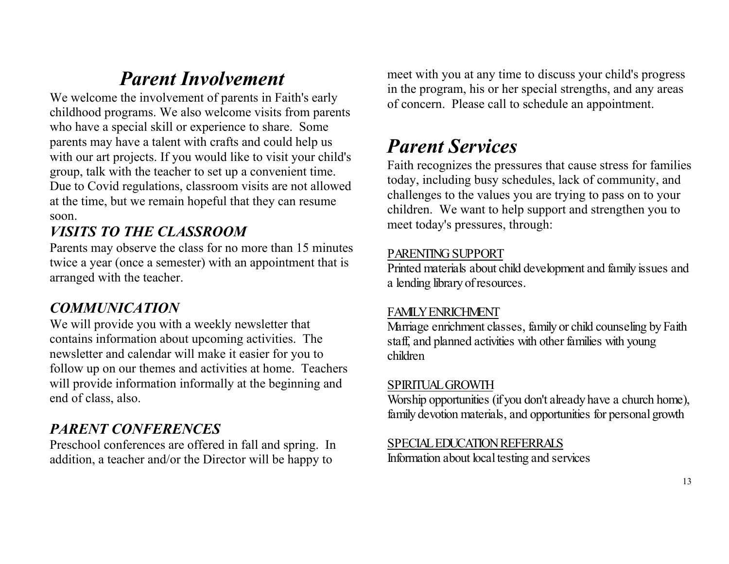# *Parent Involvement*

We welcome the involvement of parents in Faith's early childhood programs. We also welcome visits from parents who have a special skill or experience to share. Some parents may have a talent with crafts and could help us with our art projects. If you would like to visit your child's group, talk with the teacher to set up a convenient time. Due to Covid regulations, classroom visits are not allowed at the time, but we remain hopeful that they can resume soon.

### *VISITS TO THE CLASSROOM*

Parents may observe the class for no more than 15 minutes twice a year (once a semester) with an appointment that is arranged with the teacher.

### *COMMUNICATION*

We will provide you with a weekly newsletter that contains information about upcoming activities. The newsletter and calendar will make it easier for you to follow up on our themes and activities at home. Teachers will provide information informally at the beginning and end of class, also.

### *PARENT CONFERENCES*

Preschool conferences are offered in fall and spring. In addition, a teacher and/or the Director will be happy to meet with you at any time to discuss your child's progress in the program, his or her special strengths, and any areas of concern. Please call to schedule an appointment.

# *Parent Services*

Faith recognizes the pressures that cause stress for families today, including busy schedules, lack of community, and challenges to the values you are trying to pass on to your children. We want to help support and strengthen you to meet today's pressures, through:

<u>PARENTING SUPPORT</u>
Printed materials about child development and family issues and a lending library of resources.

<u>FAMILY ENRICHMENT</u>
Marriage enrichment classes, family or child counseling by Faith staff, and planned activities with other families with young children

<u>SPIRITUAL GROWTH</u>
Worship opportunities (if you don't already have a church home), family devotion materials, and opportunities for personal growth

<u>SPECIAL EDUCATION REFERRALS</u>
Information about local testing and services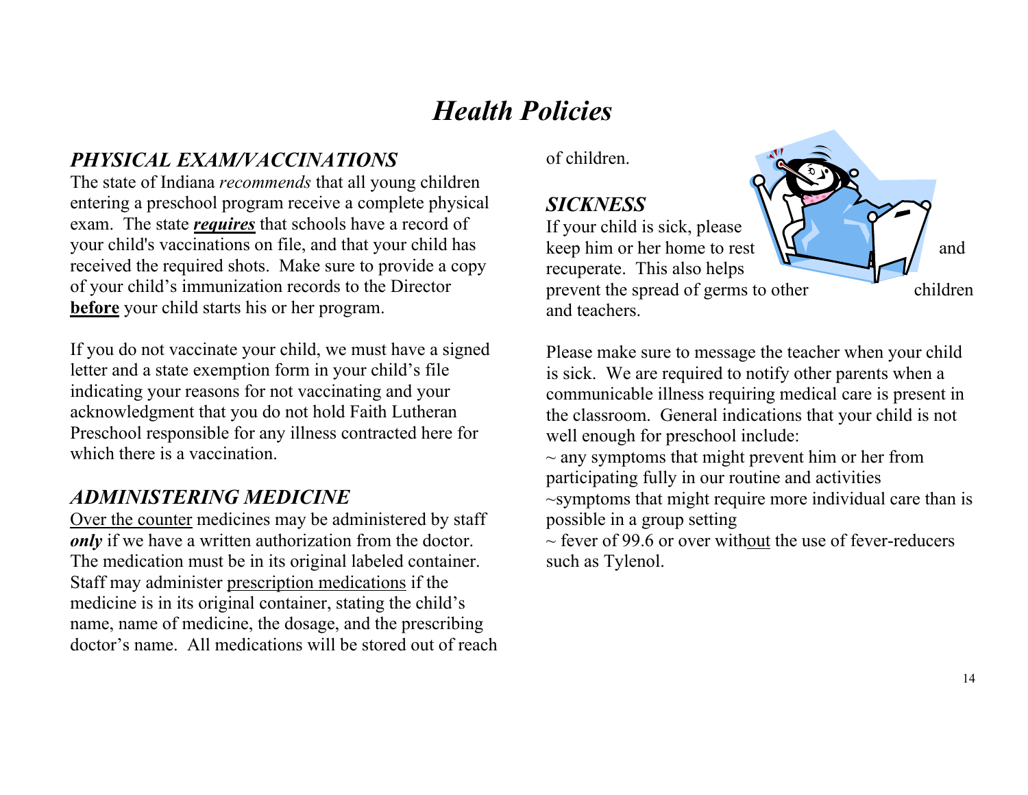# *Health Policies*

## *PHYSICAL EXAM/VACCINATIONS*

The state of Indiana *recommends* that all young children entering a preschool program receive a complete physical exam. The state ***requires*** that schools have a record of your child's vaccinations on file, and that your child has received the required shots. Make sure to provide a copy of your child's immunization records to the Director **before** your child starts his or her program.

If you do not vaccinate your child, we must have a signed letter and a state exemption form in your child's file indicating your reasons for not vaccinating and your acknowledgment that you do not hold Faith Lutheran Preschool responsible for any illness contracted here for which there is a vaccination.

## *ADMINISTERING MEDICINE*

Over the counter medicines may be administered by staff ***only*** if we have a written authorization from the doctor. The medication must be in its original labeled container. Staff may administer prescription medications if the medicine is in its original container, stating the child's name, name of medicine, the dosage, and the prescribing doctor's name. All medications will be stored out of reach of children.

## *SICKNESS*

If your child is sick, please keep him or her home to rest and recuperate. This also helps prevent the spread of germs to other children and teachers.

Please make sure to message the teacher when your child is sick. We are required to notify other parents when a communicable illness requiring medical care is present in the classroom. General indications that your child is not well enough for preschool include:

~ any symptoms that might prevent him or her from participating fully in our routine and activities

~symptoms that might require more individual care than is possible in a group setting

~ fever of 99.6 or over without the use of fever-reducers such as Tylenol.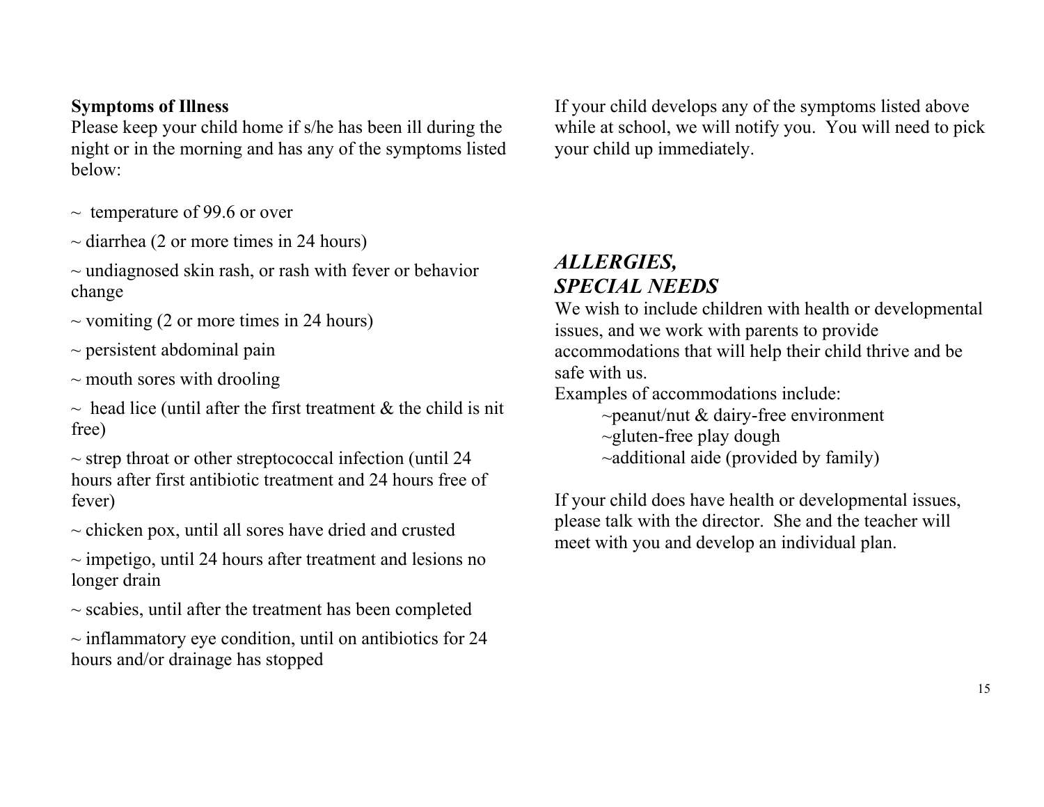**Symptoms of Illness**

Please keep your child home if s/he has been ill during the night or in the morning and has any of the symptoms listed below:

~ temperature of 99.6 or over

~ diarrhea (2 or more times in 24 hours)

~ undiagnosed skin rash, or rash with fever or behavior change

~ vomiting (2 or more times in 24 hours)

~ persistent abdominal pain

~ mouth sores with drooling

~ head lice (until after the first treatment & the child is nit free)

~ strep throat or other streptococcal infection (until 24 hours after first antibiotic treatment and 24 hours free of fever)

~ chicken pox, until all sores have dried and crusted

~ impetigo, until 24 hours after treatment and lesions no longer drain

~ scabies, until after the treatment has been completed

~ inflammatory eye condition, until on antibiotics for 24 hours and/or drainage has stopped

If your child develops any of the symptoms listed above while at school, we will notify you. You will need to pick your child up immediately.

## *ALLERGIES, SPECIAL NEEDS*

We wish to include children with health or developmental issues, and we work with parents to provide accommodations that will help their child thrive and be safe with us.

Examples of accommodations include:

~peanut/nut & dairy-free environment

~gluten-free play dough

~additional aide (provided by family)

If your child does have health or developmental issues, please talk with the director. She and the teacher will meet with you and develop an individual plan.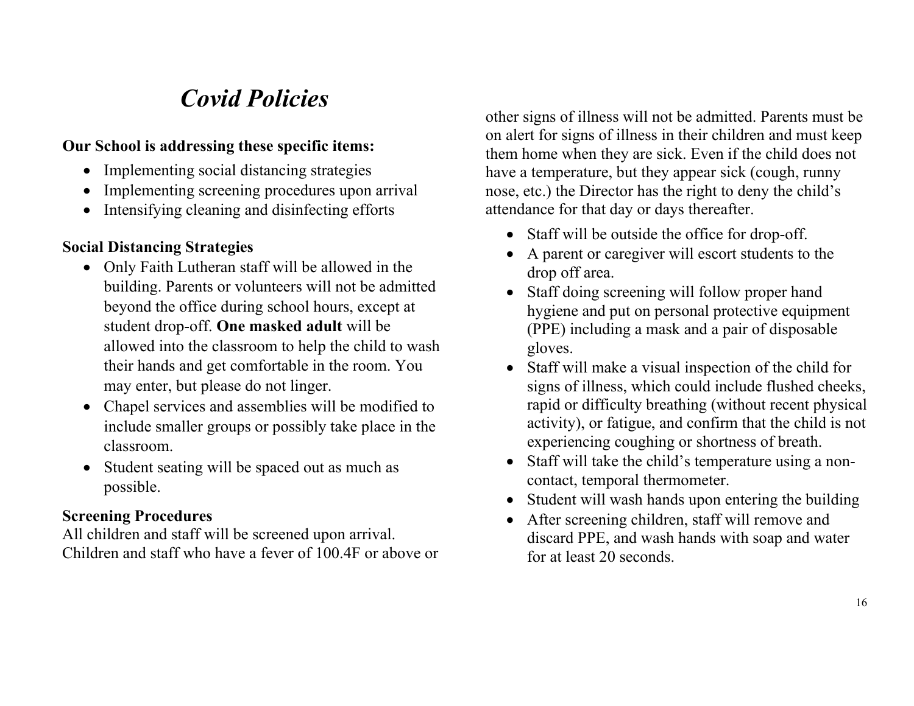# *Covid Policies*

**Our School is addressing these specific items:**

- Implementing social distancing strategies
- Implementing screening procedures upon arrival
- Intensifying cleaning and disinfecting efforts

**Social Distancing Strategies**

- Only Faith Lutheran staff will be allowed in the building. Parents or volunteers will not be admitted beyond the office during school hours, except at student drop-off. **One masked adult** will be allowed into the classroom to help the child to wash their hands and get comfortable in the room. You may enter, but please do not linger.
- Chapel services and assemblies will be modified to include smaller groups or possibly take place in the classroom.
- Student seating will be spaced out as much as possible.

**Screening Procedures**

All children and staff will be screened upon arrival. Children and staff who have a fever of 100.4F or above or other signs of illness will not be admitted. Parents must be on alert for signs of illness in their children and must keep them home when they are sick. Even if the child does not have a temperature, but they appear sick (cough, runny nose, etc.) the Director has the right to deny the child's attendance for that day or days thereafter.

- Staff will be outside the office for drop-off.
- A parent or caregiver will escort students to the drop off area.
- Staff doing screening will follow proper hand hygiene and put on personal protective equipment (PPE) including a mask and a pair of disposable gloves.
- Staff will make a visual inspection of the child for signs of illness, which could include flushed cheeks, rapid or difficulty breathing (without recent physical activity), or fatigue, and confirm that the child is not experiencing coughing or shortness of breath.
- Staff will take the child's temperature using a non-contact, temporal thermometer.
- Student will wash hands upon entering the building
- After screening children, staff will remove and discard PPE, and wash hands with soap and water for at least 20 seconds.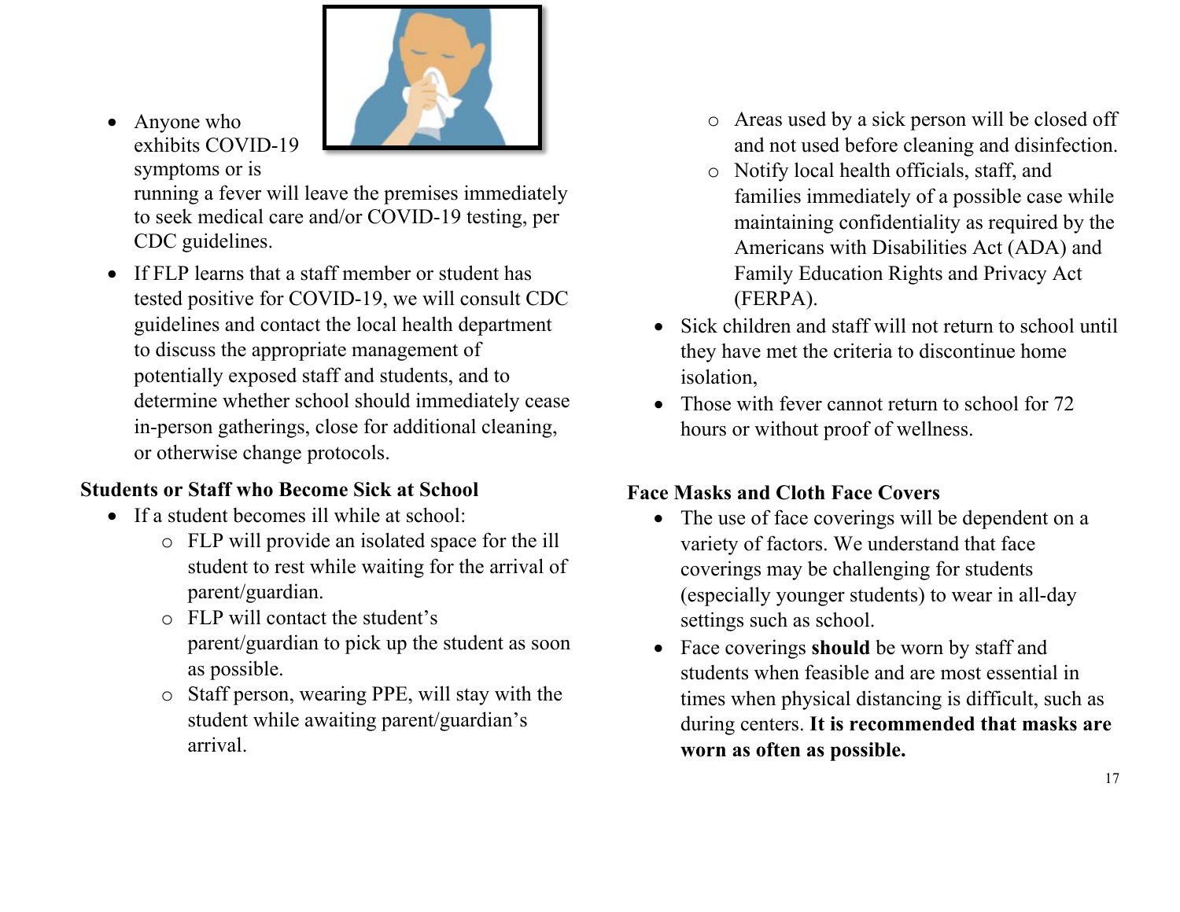- Anyone who exhibits COVID-19 symptoms or is running a fever will leave the premises immediately to seek medical care and/or COVID-19 testing, per CDC guidelines.
- If FLP learns that a staff member or student has tested positive for COVID-19, we will consult CDC guidelines and contact the local health department to discuss the appropriate management of potentially exposed staff and students, and to determine whether school should immediately cease in-person gatherings, close for additional cleaning, or otherwise change protocols.

**Students or Staff who Become Sick at School**

- If a student becomes ill while at school:
  - FLP will provide an isolated space for the ill student to rest while waiting for the arrival of parent/guardian.
  - FLP will contact the student's parent/guardian to pick up the student as soon as possible.
  - Staff person, wearing PPE, will stay with the student while awaiting parent/guardian's arrival.
  - Areas used by a sick person will be closed off and not used before cleaning and disinfection.
  - Notify local health officials, staff, and families immediately of a possible case while maintaining confidentiality as required by the Americans with Disabilities Act (ADA) and Family Education Rights and Privacy Act (FERPA).
- Sick children and staff will not return to school until they have met the criteria to discontinue home isolation,
- Those with fever cannot return to school for 72 hours or without proof of wellness.

**Face Masks and Cloth Face Covers**

- The use of face coverings will be dependent on a variety of factors. We understand that face coverings may be challenging for students (especially younger students) to wear in all-day settings such as school.
- Face coverings **should** be worn by staff and students when feasible and are most essential in times when physical distancing is difficult, such as during centers. **It is recommended that masks are worn as often as possible.**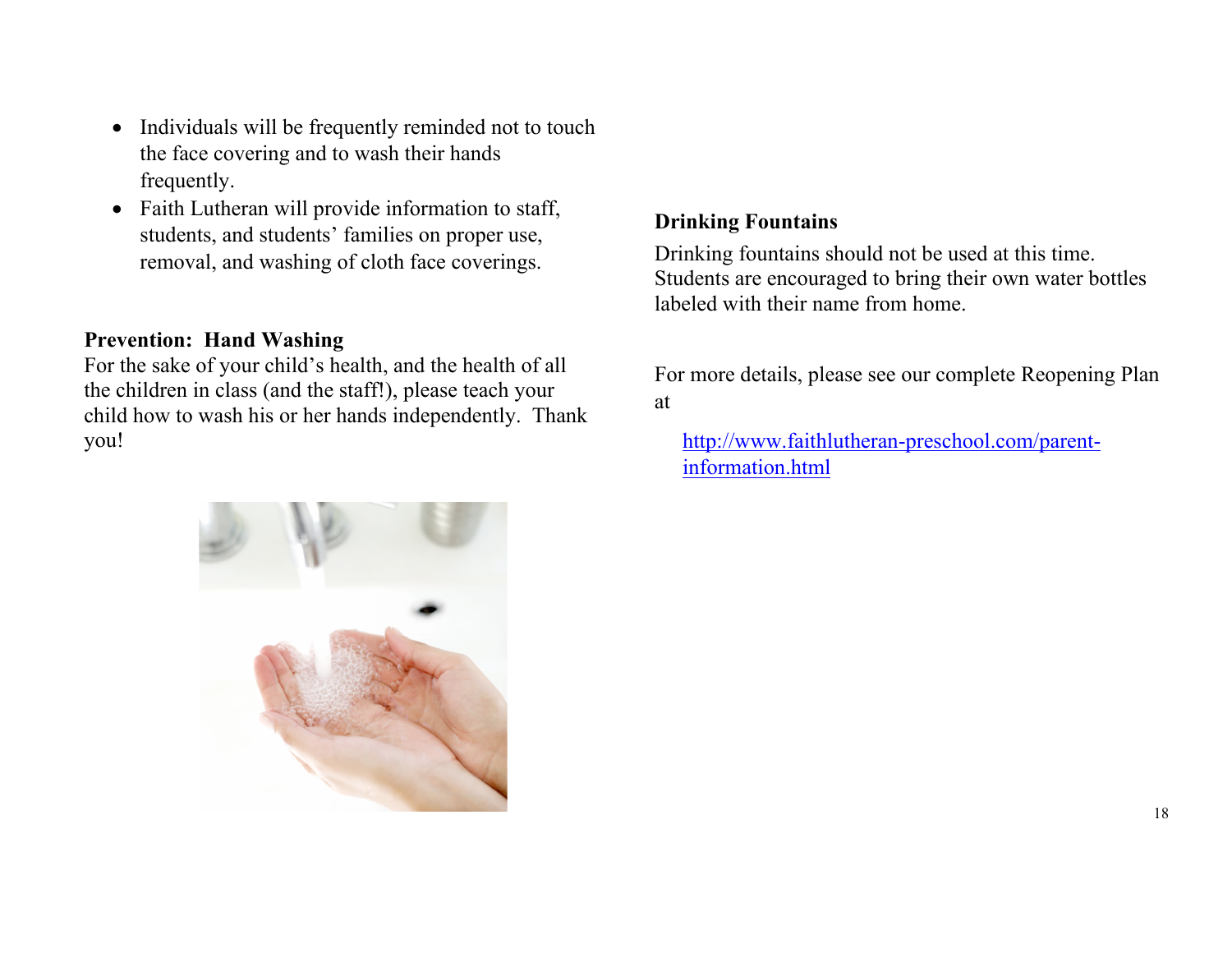- Individuals will be frequently reminded not to touch the face covering and to wash their hands frequently.
- Faith Lutheran will provide information to staff, students, and students' families on proper use, removal, and washing of cloth face coverings.

**Prevention: Hand Washing**

For the sake of your child's health, and the health of all the children in class (and the staff!), please teach your child how to wash his or her hands independently. Thank you!

**Drinking Fountains**

Drinking fountains should not be used at this time. Students are encouraged to bring their own water bottles labeled with their name from home.

For more details, please see our complete Reopening Plan at

[http://www.faithlutheran-preschool.com/parent-information.html](http://www.faithlutheran-preschool.com/parent-information.html)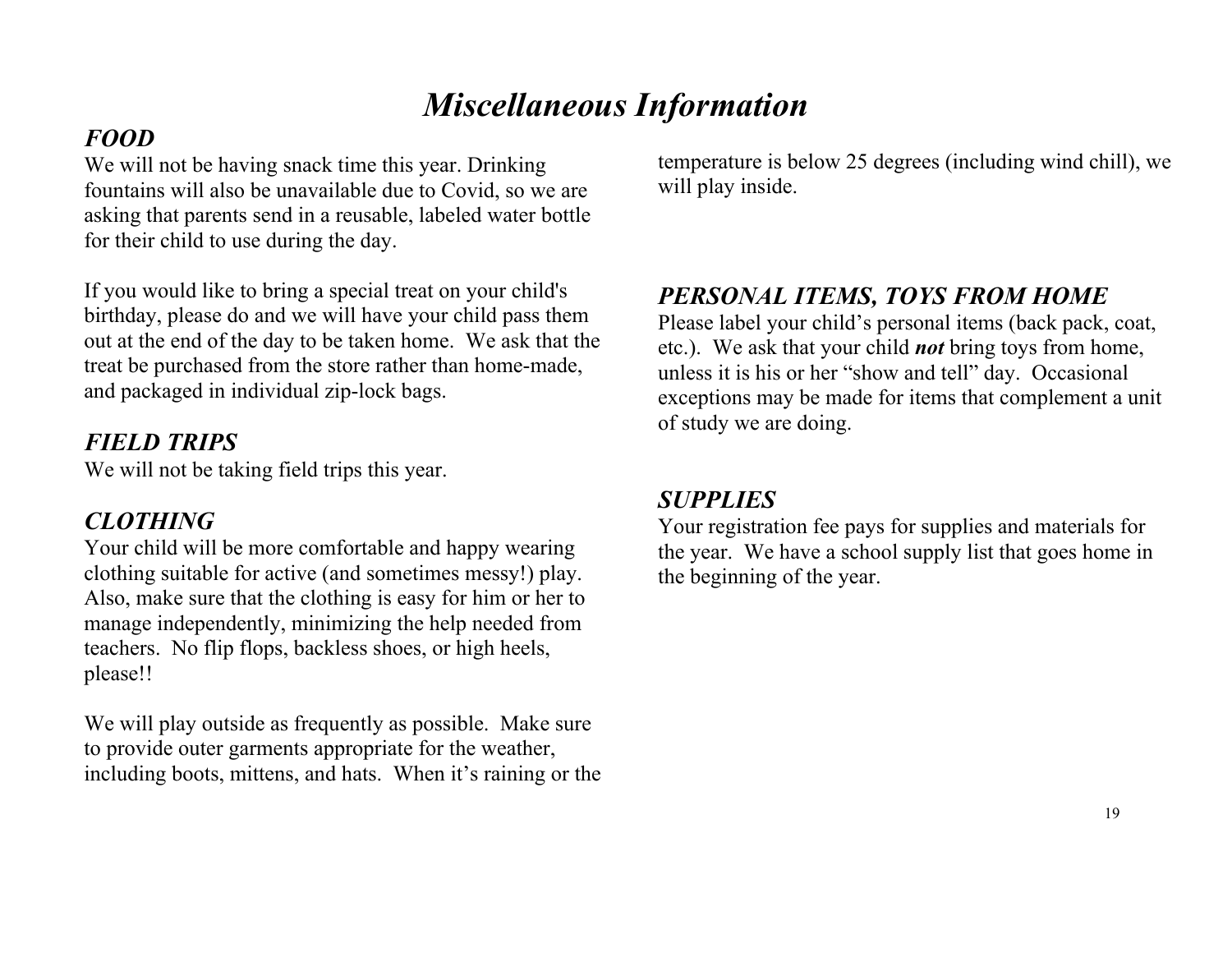# *Miscellaneous Information*

## *FOOD*

We will not be having snack time this year. Drinking fountains will also be unavailable due to Covid, so we are asking that parents send in a reusable, labeled water bottle for their child to use during the day.

If you would like to bring a special treat on your child's birthday, please do and we will have your child pass them out at the end of the day to be taken home. We ask that the treat be purchased from the store rather than home-made, and packaged in individual zip-lock bags.

## *FIELD TRIPS*

We will not be taking field trips this year.

## *CLOTHING*

Your child will be more comfortable and happy wearing clothing suitable for active (and sometimes messy!) play. Also, make sure that the clothing is easy for him or her to manage independently, minimizing the help needed from teachers. No flip flops, backless shoes, or high heels, please!!

We will play outside as frequently as possible. Make sure to provide outer garments appropriate for the weather, including boots, mittens, and hats. When it's raining or the temperature is below 25 degrees (including wind chill), we will play inside.

## *PERSONAL ITEMS, TOYS FROM HOME*

Please label your child's personal items (back pack, coat, etc.). We ask that your child ***not*** bring toys from home, unless it is his or her "show and tell" day. Occasional exceptions may be made for items that complement a unit of study we are doing.

## *SUPPLIES*

Your registration fee pays for supplies and materials for the year. We have a school supply list that goes home in the beginning of the year.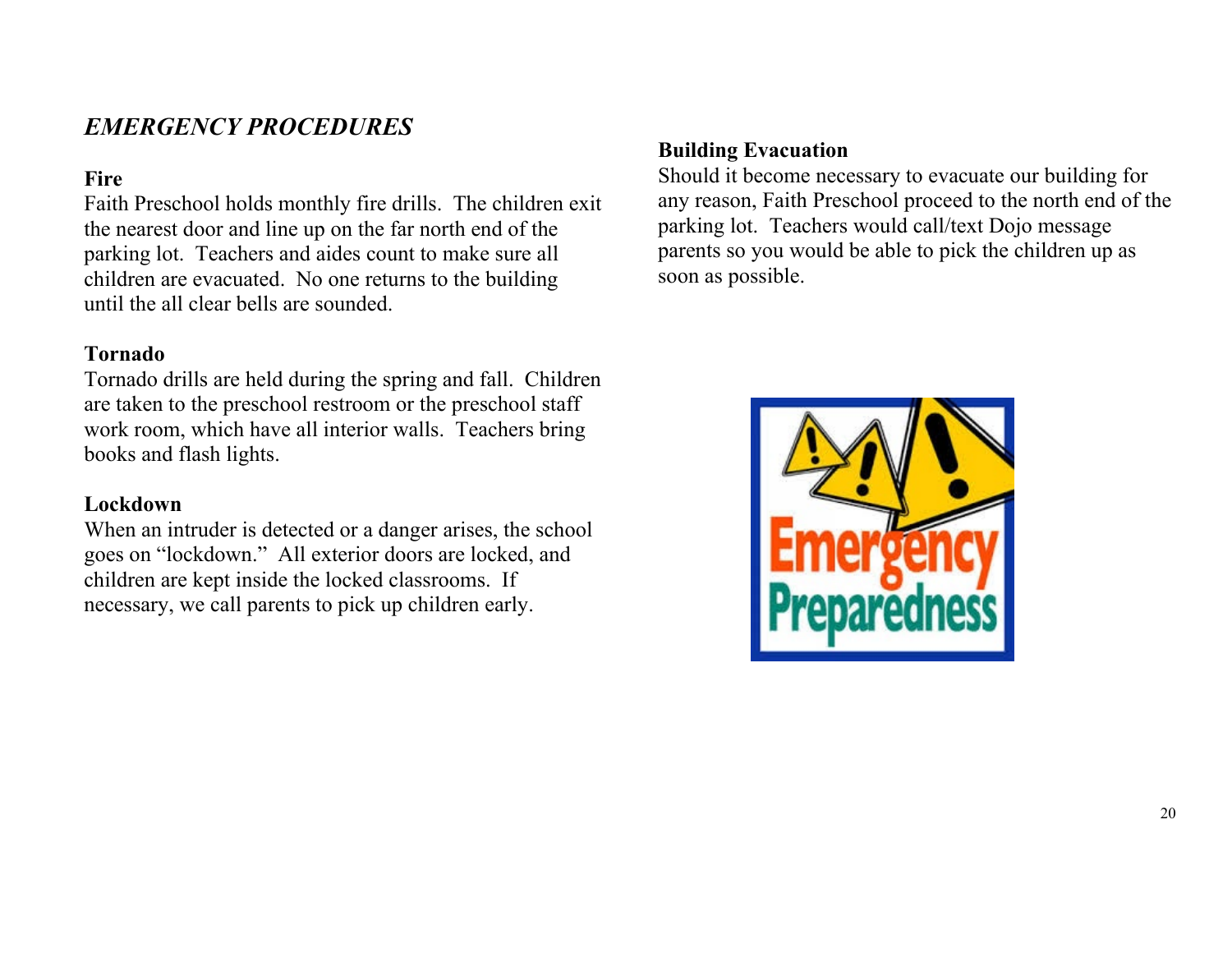## *EMERGENCY PROCEDURES*

### Fire

Faith Preschool holds monthly fire drills. The children exit the nearest door and line up on the far north end of the parking lot. Teachers and aides count to make sure all children are evacuated. No one returns to the building until the all clear bells are sounded.

### Tornado

Tornado drills are held during the spring and fall. Children are taken to the preschool restroom or the preschool staff work room, which have all interior walls. Teachers bring books and flash lights.

### Lockdown

When an intruder is detected or a danger arises, the school goes on "lockdown." All exterior doors are locked, and children are kept inside the locked classrooms. If necessary, we call parents to pick up children early.

### Building Evacuation

Should it become necessary to evacuate our building for any reason, Faith Preschool proceed to the north end of the parking lot. Teachers would call/text Dojo message parents so you would be able to pick the children up as soon as possible.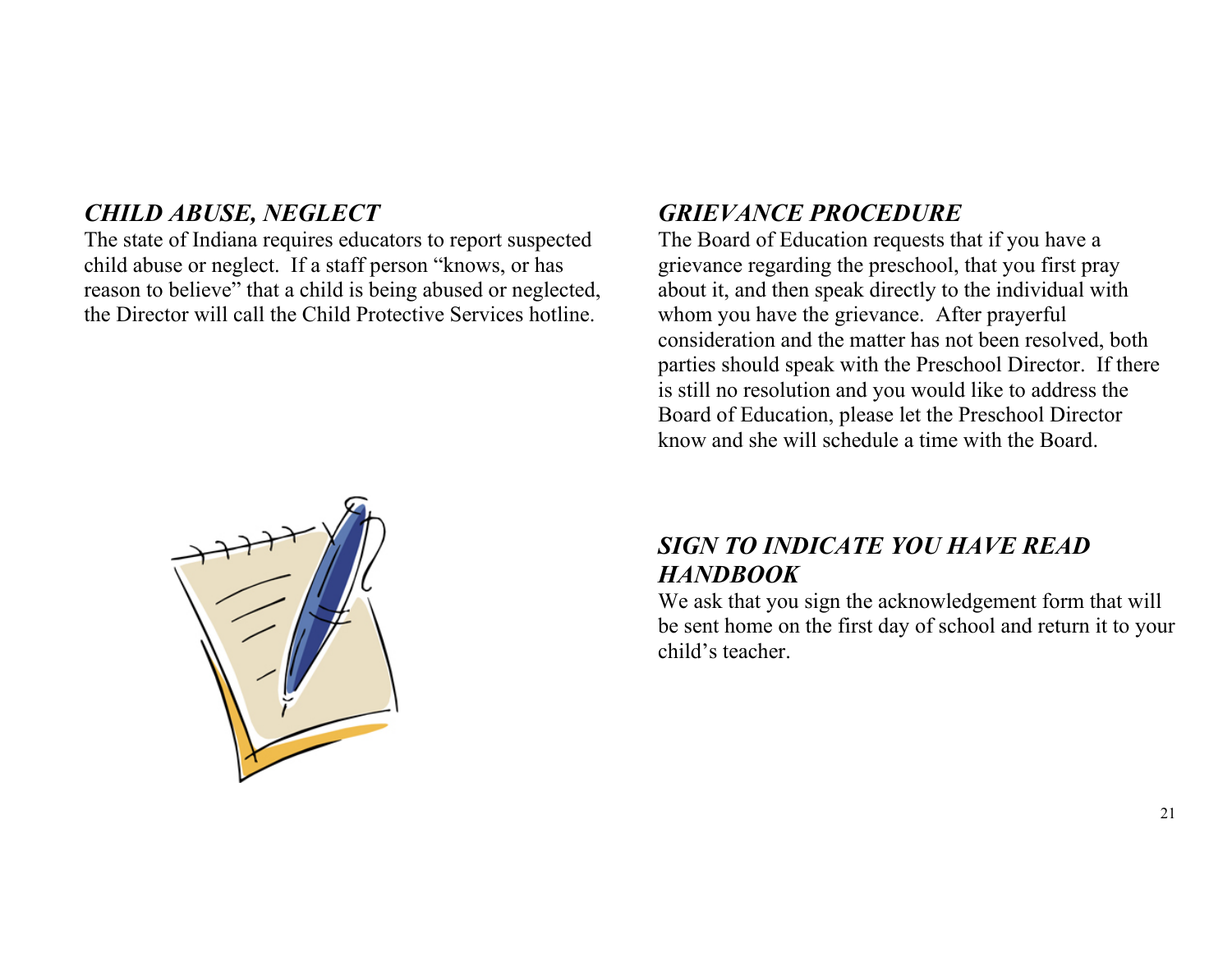### *CHILD ABUSE, NEGLECT*

The state of Indiana requires educators to report suspected child abuse or neglect. If a staff person "knows, or has reason to believe" that a child is being abused or neglected, the Director will call the Child Protective Services hotline.

### *GRIEVANCE PROCEDURE*

The Board of Education requests that if you have a grievance regarding the preschool, that you first pray about it, and then speak directly to the individual with whom you have the grievance. After prayerful consideration and the matter has not been resolved, both parties should speak with the Preschool Director. If there is still no resolution and you would like to address the Board of Education, please let the Preschool Director know and she will schedule a time with the Board.

### *SIGN TO INDICATE YOU HAVE READ HANDBOOK*

We ask that you sign the acknowledgement form that will be sent home on the first day of school and return it to your child's teacher.